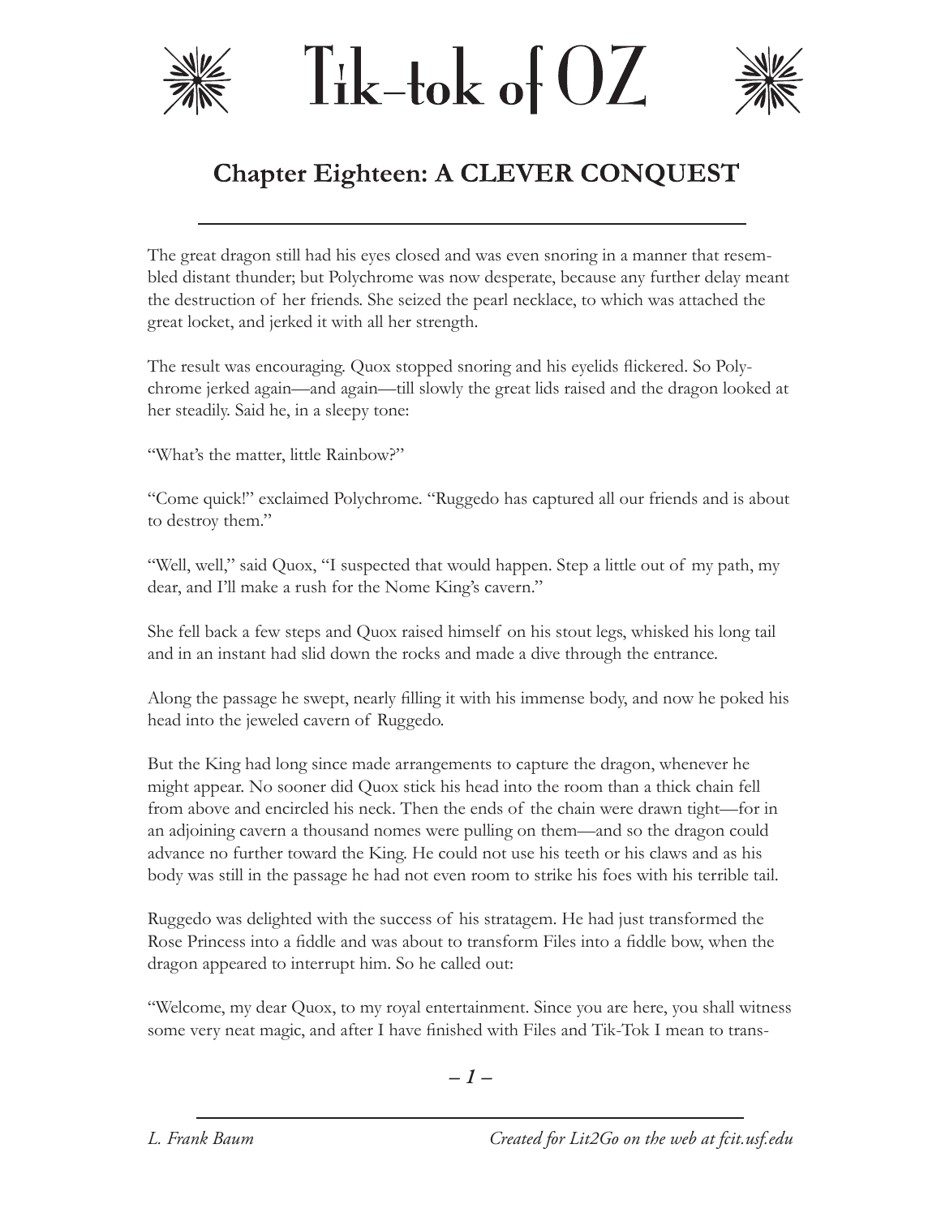# Tik-tok of OZ

## Chapter Eighteen: A CLEVER CONQUEST

The great dragon still had his eyes closed and was even snoring in a manner that resembled distant thunder; but Polychrome was now desperate, because any further delay meant the destruction of her friends. She seized the pearl necklace, to which was attached the great locket, and jerked it with all her strength.

The result was encouraging. Quox stopped snoring and his eyelids flickered. So Polychrome jerked again—and again—till slowly the great lids raised and the dragon looked at her steadily. Said he, in a sleepy tone:

"What's the matter, little Rainbow?"

"Come quick!" exclaimed Polychrome. "Ruggedo has captured all our friends and is about to destroy them."

"Well, well," said Quox, "I suspected that would happen. Step a little out of my path, my dear, and I'll make a rush for the Nome King's cavern."

She fell back a few steps and Quox raised himself on his stout legs, whisked his long tail and in an instant had slid down the rocks and made a dive through the entrance.

Along the passage he swept, nearly filling it with his immense body, and now he poked his head into the jeweled cavern of Ruggedo.

But the King had long since made arrangements to capture the dragon, whenever he might appear. No sooner did Quox stick his head into the room than a thick chain fell from above and encircled his neck. Then the ends of the chain were drawn tight—for in an adjoining cavern a thousand nomes were pulling on them—and so the dragon could advance no further toward the King. He could not use his teeth or his claws and as his body was still in the passage he had not even room to strike his foes with his terrible tail.

Ruggedo was delighted with the success of his stratagem. He had just transformed the Rose Princess into a fiddle and was about to transform Files into a fiddle bow, when the dragon appeared to interrupt him. So he called out:

"Welcome, my dear Quox, to my royal entertainment. Since you are here, you shall witness some very neat magic, and after I have finished with Files and Tik-Tok I mean to trans-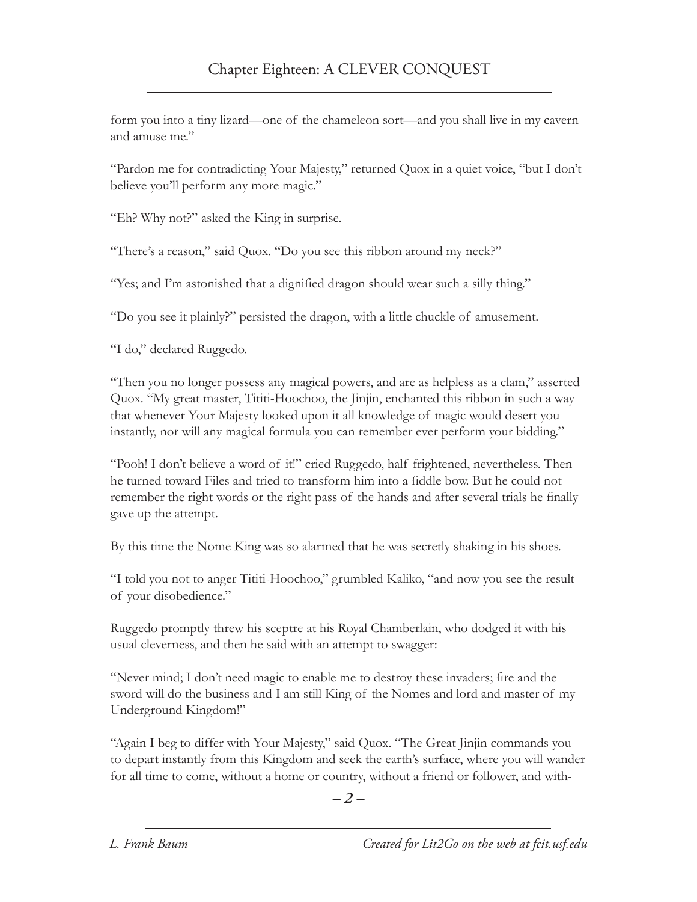form you into a tiny lizard—one of the chameleon sort—and you shall live in my cavern and amuse me."

"Pardon me for contradicting Your Majesty," returned Quox in a quiet voice, "but I don't believe you'll perform any more magic."

"Eh? Why not?" asked the King in surprise.

"There's a reason," said Quox. "Do you see this ribbon around my neck?"

"Yes; and I'm astonished that a dignified dragon should wear such a silly thing."

"Do you see it plainly?" persisted the dragon, with a little chuckle of amusement.

"I do," declared Ruggedo.

"Then you no longer possess any magical powers, and are as helpless as a clam," asserted Quox. "My great master, Tititi-Hoochoo, the Jinjin, enchanted this ribbon in such a way that whenever Your Majesty looked upon it all knowledge of magic would desert you instantly, nor will any magical formula you can remember ever perform your bidding."

"Pooh! I don't believe a word of it!" cried Ruggedo, half frightened, nevertheless. Then he turned toward Files and tried to transform him into a fiddle bow. But he could not remember the right words or the right pass of the hands and after several trials he finally gave up the attempt.

By this time the Nome King was so alarmed that he was secretly shaking in his shoes.

"I told you not to anger Tititi-Hoochoo," grumbled Kaliko, "and now you see the result of your disobedience."

Ruggedo promptly threw his sceptre at his Royal Chamberlain, who dodged it with his usual cleverness, and then he said with an attempt to swagger:

"Never mind; I don't need magic to enable me to destroy these invaders; fire and the sword will do the business and I am still King of the Nomes and lord and master of my Underground Kingdom!"

"Again I beg to differ with Your Majesty," said Quox. "The Great Jinjin commands you to depart instantly from this Kingdom and seek the earth's surface, where you will wander for all time to come, without a home or country, without a friend or follower, and with-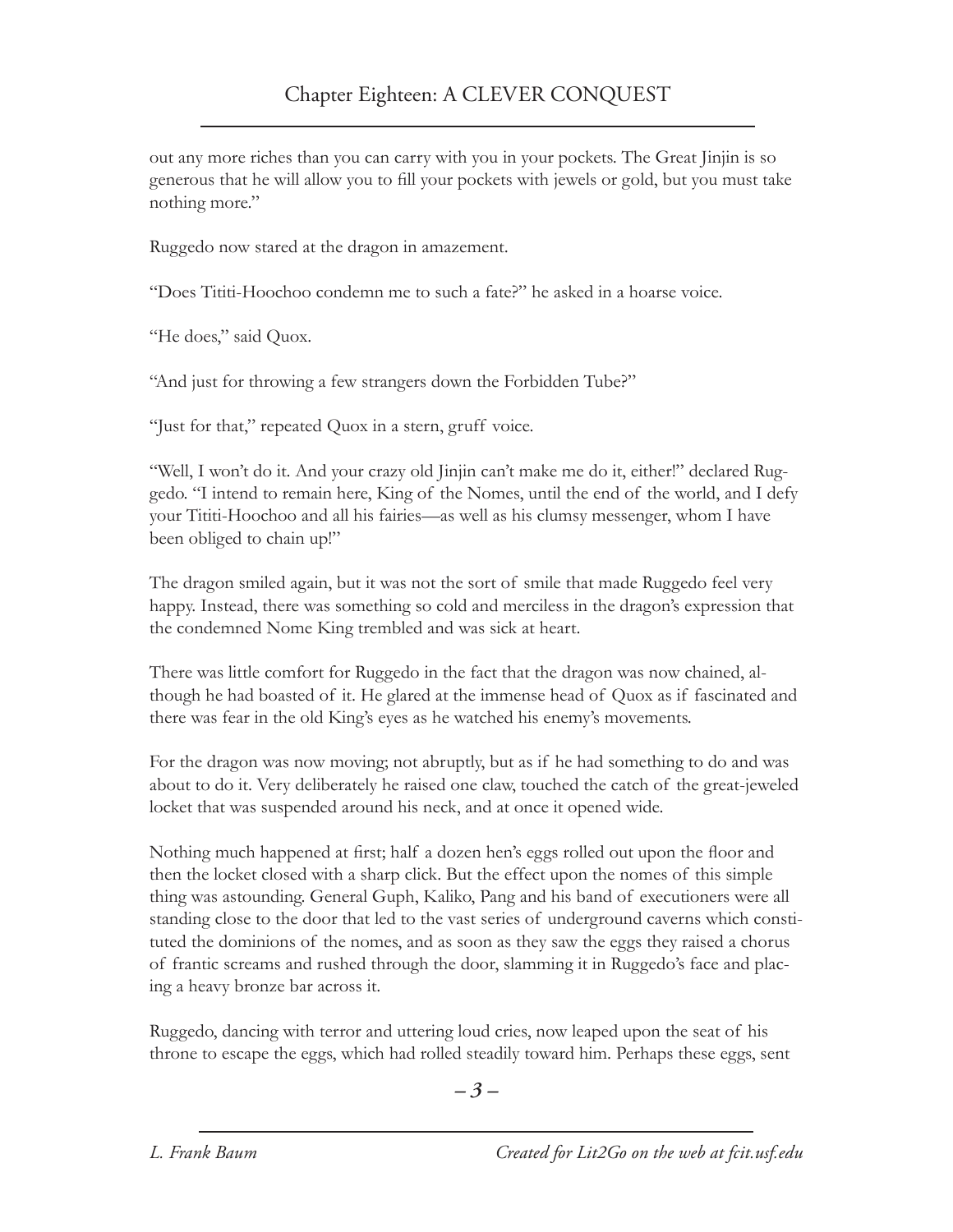out any more riches than you can carry with you in your pockets. The Great Jinjin is so generous that he will allow you to fill your pockets with jewels or gold, but you must take nothing more."

Ruggedo now stared at the dragon in amazement.

"Does Tititi-Hoochoo condemn me to such a fate?" he asked in a hoarse voice.

"He does," said Quox.

"And just for throwing a few strangers down the Forbidden Tube?"

"Just for that," repeated Quox in a stern, gruff voice.

"Well, I won't do it. And your crazy old Jinjin can't make me do it, either!" declared Ruggedo. "I intend to remain here, King of the Nomes, until the end of the world, and I defy your Tititi-Hoochoo and all his fairies—as well as his clumsy messenger, whom I have been obliged to chain up!"

The dragon smiled again, but it was not the sort of smile that made Ruggedo feel very happy. Instead, there was something so cold and merciless in the dragon's expression that the condemned Nome King trembled and was sick at heart.

There was little comfort for Ruggedo in the fact that the dragon was now chained, although he had boasted of it. He glared at the immense head of Quox as if fascinated and there was fear in the old King's eyes as he watched his enemy's movements.

For the dragon was now moving; not abruptly, but as if he had something to do and was about to do it. Very deliberately he raised one claw, touched the catch of the great-jeweled locket that was suspended around his neck, and at once it opened wide.

Nothing much happened at first; half a dozen hen's eggs rolled out upon the floor and then the locket closed with a sharp click. But the effect upon the nomes of this simple thing was astounding. General Guph, Kaliko, Pang and his band of executioners were all standing close to the door that led to the vast series of underground caverns which constituted the dominions of the nomes, and as soon as they saw the eggs they raised a chorus of frantic screams and rushed through the door, slamming it in Ruggedo's face and placing a heavy bronze bar across it.

Ruggedo, dancing with terror and uttering loud cries, now leaped upon the seat of his throne to escape the eggs, which had rolled steadily toward him. Perhaps these eggs, sent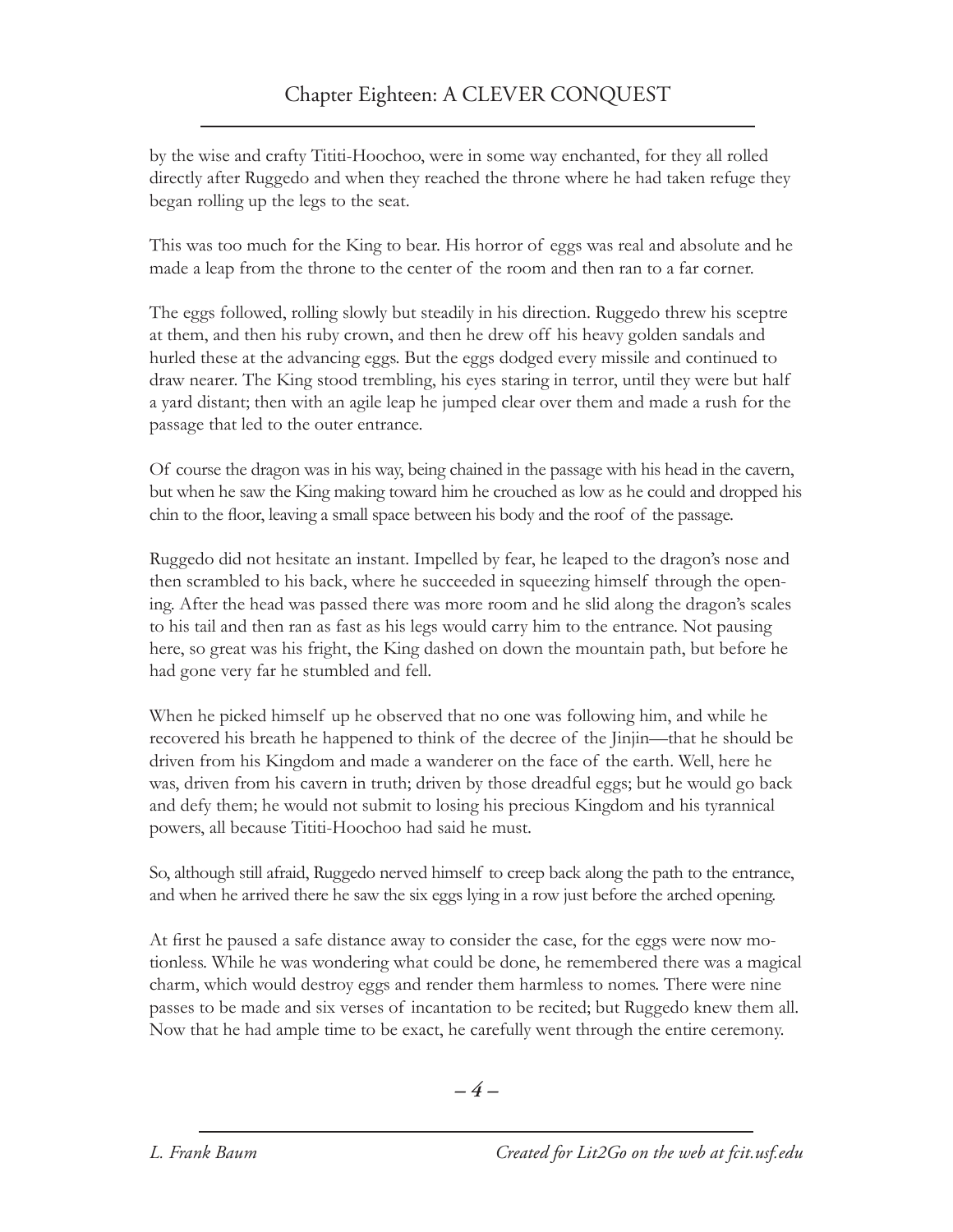by the wise and crafty Tititi-Hoochoo, were in some way enchanted, for they all rolled directly after Ruggedo and when they reached the throne where he had taken refuge they began rolling up the legs to the seat.

This was too much for the King to bear. His horror of eggs was real and absolute and he made a leap from the throne to the center of the room and then ran to a far corner.

The eggs followed, rolling slowly but steadily in his direction. Ruggedo threw his sceptre at them, and then his ruby crown, and then he drew off his heavy golden sandals and hurled these at the advancing eggs. But the eggs dodged every missile and continued to draw nearer. The King stood trembling, his eyes staring in terror, until they were but half a yard distant; then with an agile leap he jumped clear over them and made a rush for the passage that led to the outer entrance.

Of course the dragon was in his way, being chained in the passage with his head in the cavern, but when he saw the King making toward him he crouched as low as he could and dropped his chin to the floor, leaving a small space between his body and the roof of the passage.

Ruggedo did not hesitate an instant. Impelled by fear, he leaped to the dragon's nose and then scrambled to his back, where he succeeded in squeezing himself through the opening. After the head was passed there was more room and he slid along the dragon's scales to his tail and then ran as fast as his legs would carry him to the entrance. Not pausing here, so great was his fright, the King dashed on down the mountain path, but before he had gone very far he stumbled and fell.

When he picked himself up he observed that no one was following him, and while he recovered his breath he happened to think of the decree of the Jinjin—that he should be driven from his Kingdom and made a wanderer on the face of the earth. Well, here he was, driven from his cavern in truth; driven by those dreadful eggs; but he would go back and defy them; he would not submit to losing his precious Kingdom and his tyrannical powers, all because Tititi-Hoochoo had said he must.

So, although still afraid, Ruggedo nerved himself to creep back along the path to the entrance, and when he arrived there he saw the six eggs lying in a row just before the arched opening.

At first he paused a safe distance away to consider the case, for the eggs were now motionless. While he was wondering what could be done, he remembered there was a magical charm, which would destroy eggs and render them harmless to nomes. There were nine passes to be made and six verses of incantation to be recited; but Ruggedo knew them all. Now that he had ample time to be exact, he carefully went through the entire ceremony.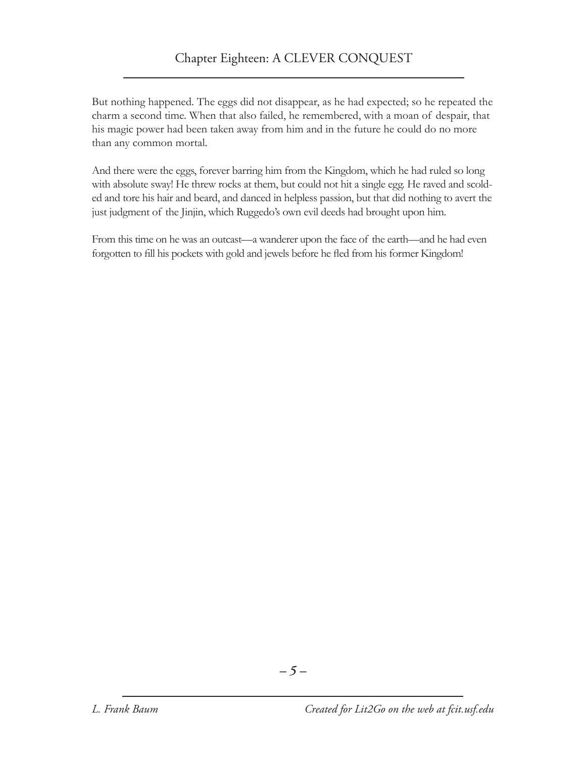## Chapter Eighteen: A CLEVER CONQUEST

But nothing happened. The eggs did not disappear, as he had expected; so he repeated the charm a second time. When that also failed, he remembered, with a moan of despair, that his magic power had been taken away from him and in the future he could do no more than any common mortal.

And there were the eggs, forever barring him from the Kingdom, which he had ruled so long with absolute sway! He threw rocks at them, but could not hit a single egg. He raved and scolded and tore his hair and beard, and danced in helpless passion, but that did nothing to avert the just judgment of the Jinjin, which Ruggedo's own evil deeds had brought upon him.

From this time on he was an outcast—a wanderer upon the face of the earth—and he had even forgotten to fill his pockets with gold and jewels before he fled from his former Kingdom!